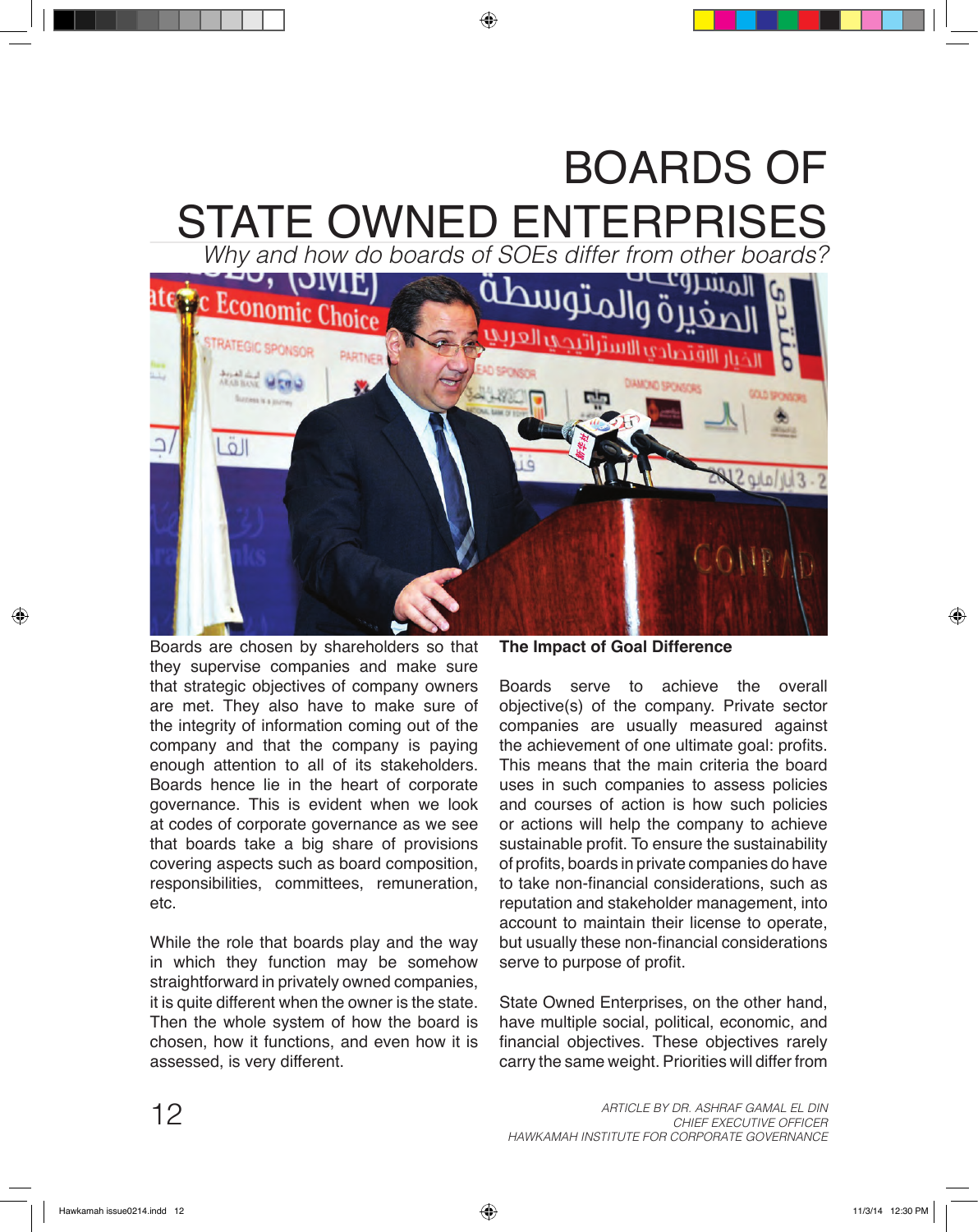# BOARDS OF STATE OWNED ENTERPRISES

*Why and how do boards of SOEs differ from other boards?*

Boards are chosen by shareholders so that they supervise companies and make sure that strategic objectives of company owners are met. They also have to make sure of the integrity of information coming out of the company and that the company is paying enough attention to all of its stakeholders. Boards hence lie in the heart of corporate governance. This is evident when we look at codes of corporate governance as we see that boards take a big share of provisions covering aspects such as board composition, responsibilities, committees, remuneration, etc.

While the role that boards play and the way in which they function may be somehow straightforward in privately owned companies, it is quite different when the owner is the state. Then the whole system of how the board is chosen, how it functions, and even how it is assessed, is very different.

**The Impact of Goal Difference**

Boards serve to achieve the overall objective(s) of the company. Private sector companies are usually measured against the achievement of one ultimate goal: profits. This means that the main criteria the board uses in such companies to assess policies and courses of action is how such policies or actions will help the company to achieve sustainable profit. To ensure the sustainability of profits, boards in private companies do have to take non-financial considerations, such as reputation and stakeholder management, into account to maintain their license to operate, but usually these non-financial considerations serve to purpose of profit.

State Owned Enterprises, on the other hand, have multiple social, political, economic, and financial objectives. These objectives rarely carry the same weight. Priorities will differ from

*ARTICLE BY DR. ASHRAF GAMAL EL DIN*
*CHIEF EXECUTIVE OFFICER*
*HAWKAMAH INSTITUTE FOR CORPORATE GOVERNANCE*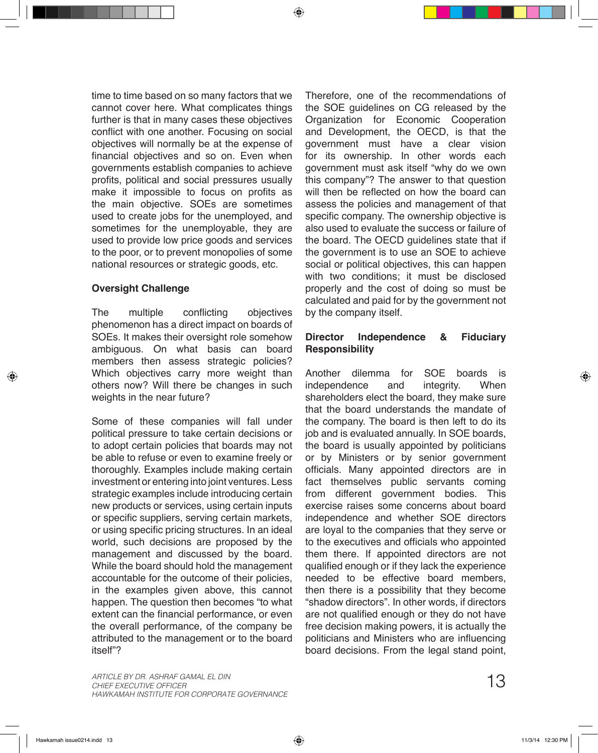time to time based on so many factors that we cannot cover here. What complicates things further is that in many cases these objectives conflict with one another. Focusing on social objectives will normally be at the expense of financial objectives and so on. Even when governments establish companies to achieve profits, political and social pressures usually make it impossible to focus on profits as the main objective. SOEs are sometimes used to create jobs for the unemployed, and sometimes for the unemployable, they are used to provide low price goods and services to the poor, or to prevent monopolies of some national resources or strategic goods, etc.

**Oversight Challenge**

The multiple conflicting objectives phenomenon has a direct impact on boards of SOEs. It makes their oversight role somehow ambiguous. On what basis can board members then assess strategic policies? Which objectives carry more weight than others now? Will there be changes in such weights in the near future?

Some of these companies will fall under political pressure to take certain decisions or to adopt certain policies that boards may not be able to refuse or even to examine freely or thoroughly. Examples include making certain investment or entering into joint ventures. Less strategic examples include introducing certain new products or services, using certain inputs or specific suppliers, serving certain markets, or using specific pricing structures. In an ideal world, such decisions are proposed by the management and discussed by the board. While the board should hold the management accountable for the outcome of their policies, in the examples given above, this cannot happen. The question then becomes "to what extent can the financial performance, or even the overall performance, of the company be attributed to the management or to the board itself"?

Therefore, one of the recommendations of the SOE guidelines on CG released by the Organization for Economic Cooperation and Development, the OECD, is that the government must have a clear vision for its ownership. In other words each government must ask itself "why do we own this company"? The answer to that question will then be reflected on how the board can assess the policies and management of that specific company. The ownership objective is also used to evaluate the success or failure of the board. The OECD guidelines state that if the government is to use an SOE to achieve social or political objectives, this can happen with two conditions; it must be disclosed properly and the cost of doing so must be calculated and paid for by the government not by the company itself.

**Director Independence & Fiduciary Responsibility**

Another dilemma for SOE boards is independence and integrity. When shareholders elect the board, they make sure that the board understands the mandate of the company. The board is then left to do its job and is evaluated annually. In SOE boards, the board is usually appointed by politicians or by Ministers or by senior government officials. Many appointed directors are in fact themselves public servants coming from different government bodies. This exercise raises some concerns about board independence and whether SOE directors are loyal to the companies that they serve or to the executives and officials who appointed them there. If appointed directors are not qualified enough or if they lack the experience needed to be effective board members, then there is a possibility that they become "shadow directors". In other words, if directors are not qualified enough or they do not have free decision making powers, it is actually the politicians and Ministers who are influencing board decisions. From the legal stand point,

*ARTICLE BY DR. ASHRAF GAMAL EL DIN*
*CHIEF EXECUTIVE OFFICER*
*HAWKAMAH INSTITUTE FOR CORPORATE GOVERNANCE*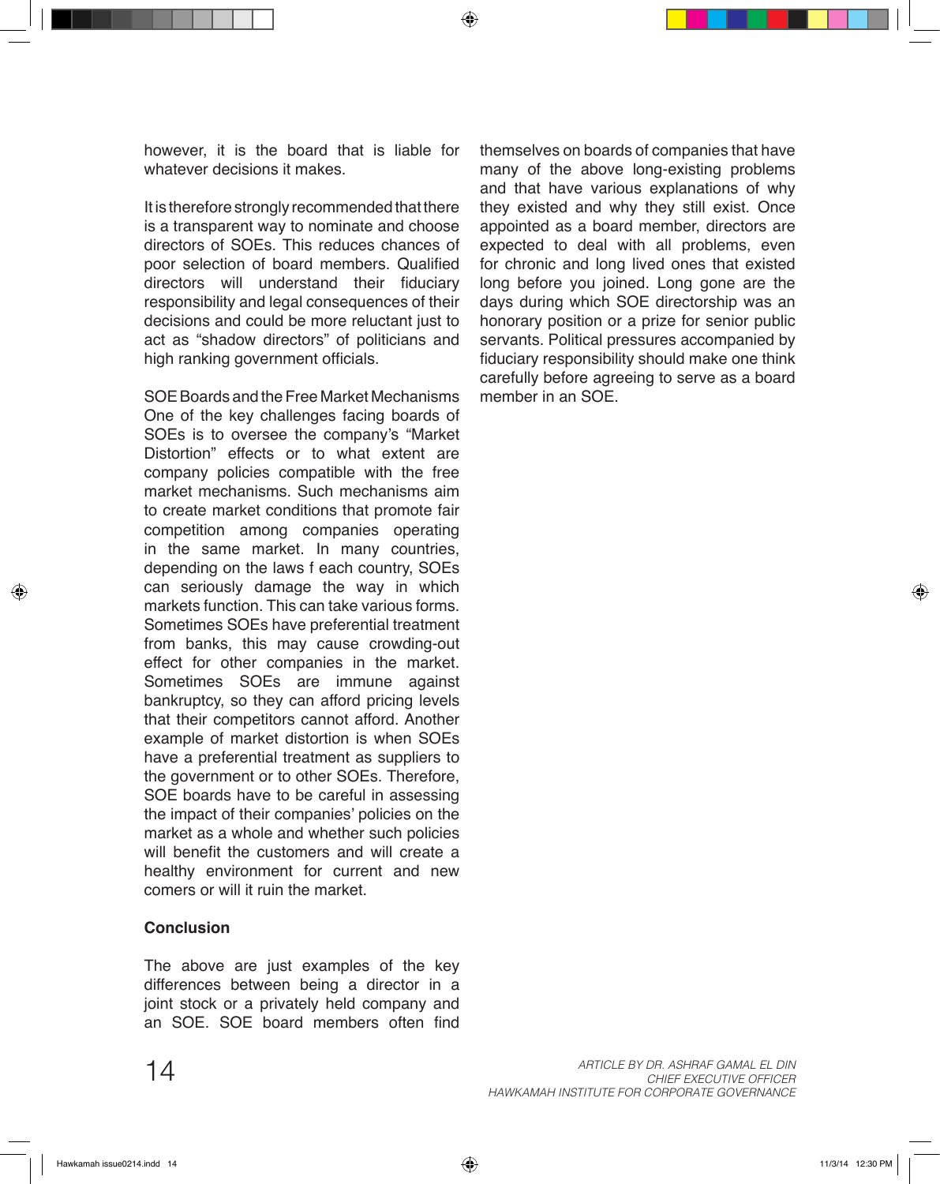however, it is the board that is liable for whatever decisions it makes.

It is therefore strongly recommended that there is a transparent way to nominate and choose directors of SOEs. This reduces chances of poor selection of board members. Qualified directors will understand their fiduciary responsibility and legal consequences of their decisions and could be more reluctant just to act as "shadow directors" of politicians and high ranking government officials.

SOE Boards and the Free Market Mechanisms
One of the key challenges facing boards of SOEs is to oversee the company's "Market Distortion" effects or to what extent are company policies compatible with the free market mechanisms. Such mechanisms aim to create market conditions that promote fair competition among companies operating in the same market. In many countries, depending on the laws f each country, SOEs can seriously damage the way in which markets function. This can take various forms. Sometimes SOEs have preferential treatment from banks, this may cause crowding-out effect for other companies in the market. Sometimes SOEs are immune against bankruptcy, so they can afford pricing levels that their competitors cannot afford. Another example of market distortion is when SOEs have a preferential treatment as suppliers to the government or to other SOEs. Therefore, SOE boards have to be careful in assessing the impact of their companies' policies on the market as a whole and whether such policies will benefit the customers and will create a healthy environment for current and new comers or will it ruin the market.

**Conclusion**

The above are just examples of the key differences between being a director in a joint stock or a privately held company and an SOE. SOE board members often find themselves on boards of companies that have many of the above long-existing problems and that have various explanations of why they existed and why they still exist. Once appointed as a board member, directors are expected to deal with all problems, even for chronic and long lived ones that existed long before you joined. Long gone are the days during which SOE directorship was an honorary position or a prize for senior public servants. Political pressures accompanied by fiduciary responsibility should make one think carefully before agreeing to serve as a board member in an SOE.

*ARTICLE BY DR. ASHRAF GAMAL EL DIN*
*CHIEF EXECUTIVE OFFICER*
*HAWKAMAH INSTITUTE FOR CORPORATE GOVERNANCE*